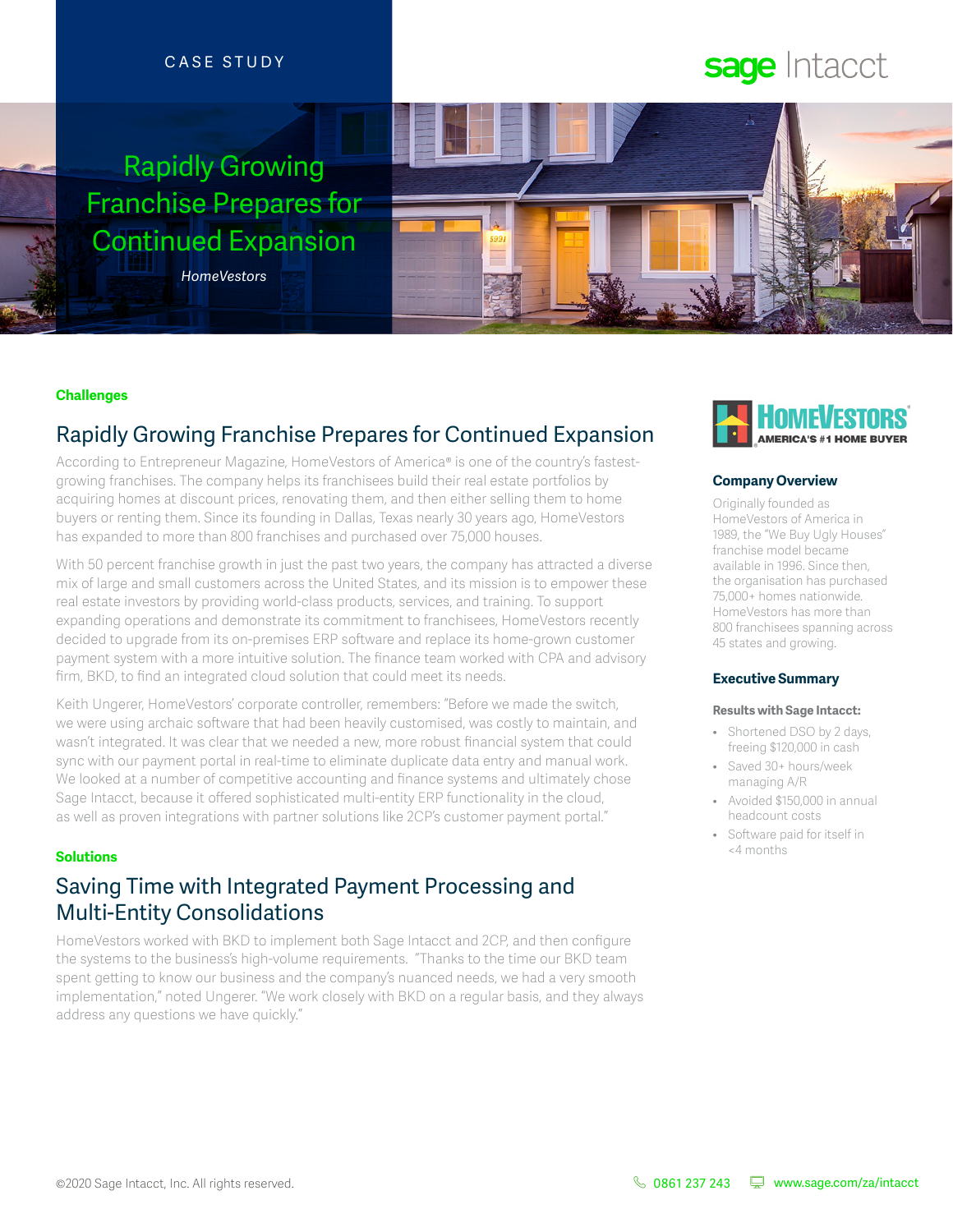CASE STUDY

sage Intacct

# Rapidly Growing Franchise Prepares for Continued Expansion

*HomeVestors*

**Challenges**

## Rapidly Growing Franchise Prepares for Continued Expansion

According to Entrepreneur Magazine, HomeVestors of America® is one of the country's fastest-growing franchises. The company helps its franchisees build their real estate portfolios by acquiring homes at discount prices, renovating them, and then either selling them to home buyers or renting them. Since its founding in Dallas, Texas nearly 30 years ago, HomeVestors has expanded to more than 800 franchises and purchased over 75,000 houses.

With 50 percent franchise growth in just the past two years, the company has attracted a diverse mix of large and small customers across the United States, and its mission is to empower these real estate investors by providing world-class products, services, and training. To support expanding operations and demonstrate its commitment to franchisees, HomeVestors recently decided to upgrade from its on-premises ERP software and replace its home-grown customer payment system with a more intuitive solution. The finance team worked with CPA and advisory firm, BKD, to find an integrated cloud solution that could meet its needs.

Keith Ungerer, HomeVestors' corporate controller, remembers: "Before we made the switch, we were using archaic software that had been heavily customised, was costly to maintain, and wasn't integrated. It was clear that we needed a new, more robust financial system that could sync with our payment portal in real-time to eliminate duplicate data entry and manual work. We looked at a number of competitive accounting and finance systems and ultimately chose Sage Intacct, because it offered sophisticated multi-entity ERP functionality in the cloud, as well as proven integrations with partner solutions like 2CP's customer payment portal."

**Solutions**

## Saving Time with Integrated Payment Processing and Multi-Entity Consolidations

HomeVestors worked with BKD to implement both Sage Intacct and 2CP, and then configure the systems to the business's high-volume requirements. "Thanks to the time our BKD team spent getting to know our business and the company's nuanced needs, we had a very smooth implementation," noted Ungerer. "We work closely with BKD on a regular basis, and they always address any questions we have quickly."

HOMEVESTORS® AMERICA'S #1 HOME BUYER

### Company Overview

Originally founded as HomeVestors of America in 1989, the "We Buy Ugly Houses" franchise model became available in 1996. Since then, the organisation has purchased 75,000+ homes nationwide. HomeVestors has more than 800 franchisees spanning across 45 states and growing.

### Executive Summary

**Results with Sage Intacct:**

- Shortened DSO by 2 days, freeing $120,000 in cash
- Saved 30+ hours/week managing A/R
- Avoided $150,000 in annual headcount costs
- Software paid for itself in <4 months

©2020 Sage Intacct, Inc. All rights reserved.

0861 237 243 www.sage.com/za/intacct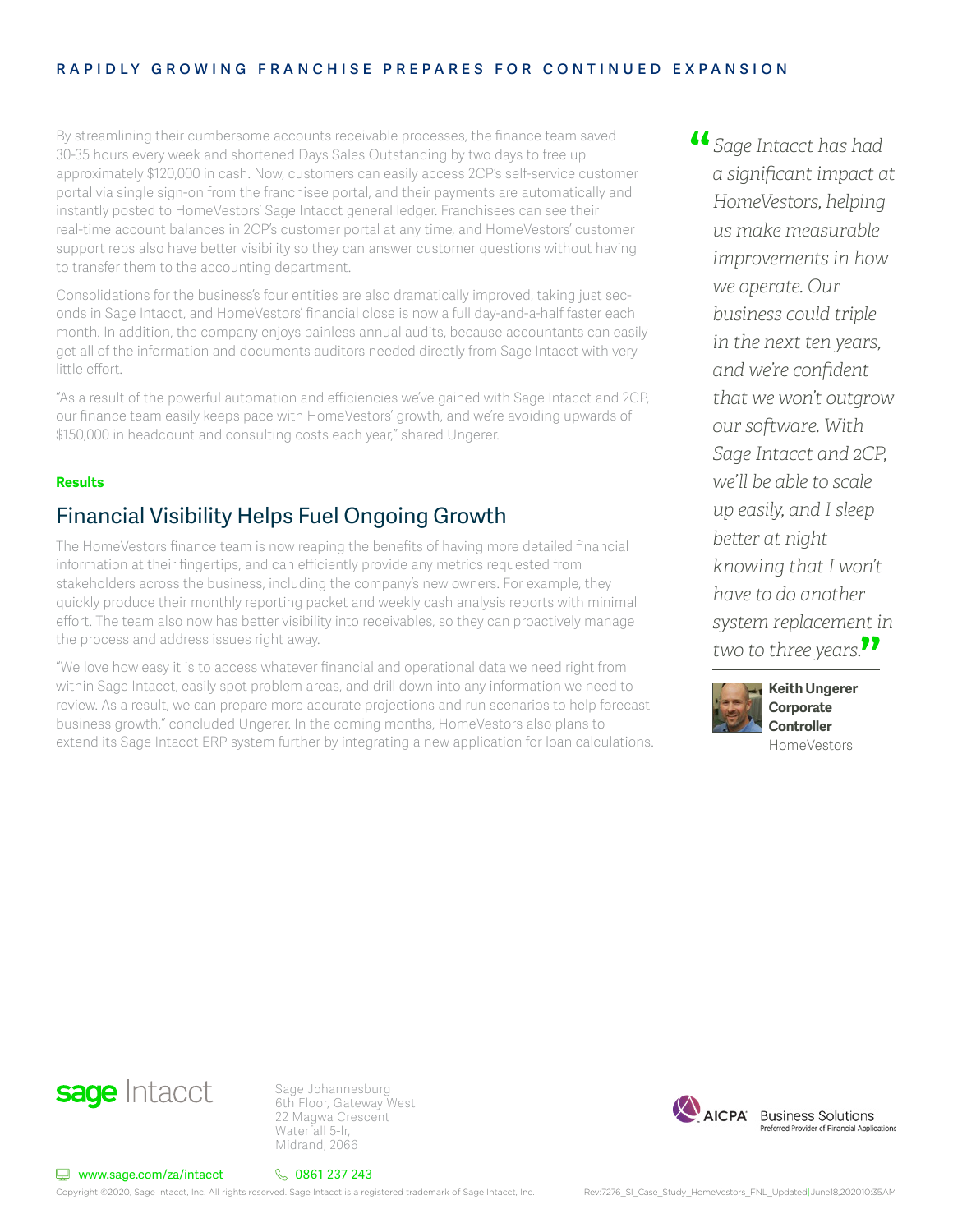RAPIDLY GROWING FRANCHISE PREPARES FOR CONTINUED EXPANSION

By streamlining their cumbersome accounts receivable processes, the finance team saved 30-35 hours every week and shortened Days Sales Outstanding by two days to free up approximately $120,000 in cash. Now, customers can easily access 2CP's self-service customer portal via single sign-on from the franchisee portal, and their payments are automatically and instantly posted to HomeVestors' Sage Intacct general ledger. Franchisees can see their real-time account balances in 2CP's customer portal at any time, and HomeVestors' customer support reps also have better visibility so they can answer customer questions without having to transfer them to the accounting department.

Consolidations for the business's four entities are also dramatically improved, taking just seconds in Sage Intacct, and HomeVestors' financial close is now a full day-and-a-half faster each month. In addition, the company enjoys painless annual audits, because accountants can easily get all of the information and documents auditors needed directly from Sage Intacct with very little effort.

"As a result of the powerful automation and efficiencies we've gained with Sage Intacct and 2CP, our finance team easily keeps pace with HomeVestors' growth, and we're avoiding upwards of $150,000 in headcount and consulting costs each year," shared Ungerer.

**Results**

## Financial Visibility Helps Fuel Ongoing Growth

The HomeVestors finance team is now reaping the benefits of having more detailed financial information at their fingertips, and can efficiently provide any metrics requested from stakeholders across the business, including the company's new owners. For example, they quickly produce their monthly reporting packet and weekly cash analysis reports with minimal effort. The team also now has better visibility into receivables, so they can proactively manage the process and address issues right away.

"We love how easy it is to access whatever financial and operational data we need right from within Sage Intacct, easily spot problem areas, and drill down into any information we need to review. As a result, we can prepare more accurate projections and run scenarios to help forecast business growth," concluded Ungerer. In the coming months, HomeVestors also plans to extend its Sage Intacct ERP system further by integrating a new application for loan calculations.

> *"Sage Intacct has had a significant impact at HomeVestors, helping us make measurable improvements in how we operate. Our business could triple in the next ten years, and we're confident that we won't outgrow our software. With Sage Intacct and 2CP, we'll be able to scale up easily, and I sleep better at night knowing that I won't have to do another system replacement in two to three years."*
>
> **Keith Ungerer**
> **Corporate Controller**
> HomeVestors

sage Intacct

Sage Johannesburg
6th Floor, Gateway West
22 Magwa Crescent
Waterfall 5-Ir,
Midrand, 2066

AICPA Business Solutions
Preferred Provider of Financial Applications

www.sage.com/za/intacct    0861 237 243

Copyright ©2020, Sage Intacct, Inc. All rights reserved. Sage Intacct is a registered trademark of Sage Intacct, Inc.

Rev:7276_SI_Case_Study_HomeVestors_FNL_Updated|June18,202010:35AM